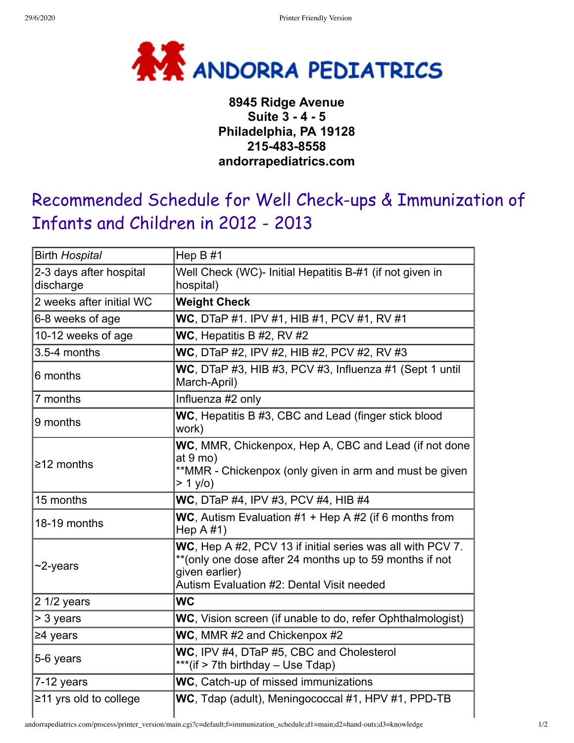# ANDORRA PEDIATRICS

**8945 Ridge Avenue**
**Suite 3 - 4 - 5**
**Philadelphia, PA 19128**
**215-483-8558**
**andorrapediatrics.com**

## Recommended Schedule for Well Check-ups & Immunization of Infants and Children in 2012 - 2013

| | |
|---|---|
| Birth *Hospital* | Hep B #1 |
| 2-3 days after hospital discharge | Well Check (WC)- Initial Hepatitis B-#1 (if not given in hospital) |
| 2 weeks after initial WC | **Weight Check** |
| 6-8 weeks of age | **WC**, DTaP #1. IPV #1, HIB #1, PCV #1, RV #1 |
| 10-12 weeks of age | **WC**, Hepatitis B #2, RV #2 |
| 3.5-4 months | **WC**, DTaP #2, IPV #2, HIB #2, PCV #2, RV #3 |
| 6 months | **WC**, DTaP #3, HIB #3, PCV #3, Influenza #1 (Sept 1 until March-April) |
| 7 months | Influenza #2 only |
| 9 months | **WC**, Hepatitis B #3, CBC and Lead (finger stick blood work) |
| ≥12 months | **WC**, MMR, Chickenpox, Hep A, CBC and Lead (if not done at 9 mo)<br>**MMR - Chickenpox (only given in arm and must be given > 1 y/o) |
| 15 months | **WC**, DTaP #4, IPV #3, PCV #4, HIB #4 |
| 18-19 months | **WC**, Autism Evaluation #1 + Hep A #2 (if 6 months from Hep A #1) |
| ~2-years | **WC**, Hep A #2, PCV 13 if initial series was all with PCV 7.<br>**(only one dose after 24 months up to 59 months if not given earlier)<br>Autism Evaluation #2: Dental Visit needed |
| 2 1/2 years | **WC** |
| > 3 years | **WC**, Vision screen (if unable to do, refer Ophthalmologist) |
| ≥4 years | **WC**, MMR #2 and Chickenpox #2 |
| 5-6 years | **WC**, IPV #4, DTaP #5, CBC and Cholesterol<br>***(if > 7th birthday – Use Tdap) |
| 7-12 years | **WC**, Catch-up of missed immunizations |
| ≥11 yrs old to college | **WC**, Tdap (adult), Meningococcal #1, HPV #1, PPD-TB |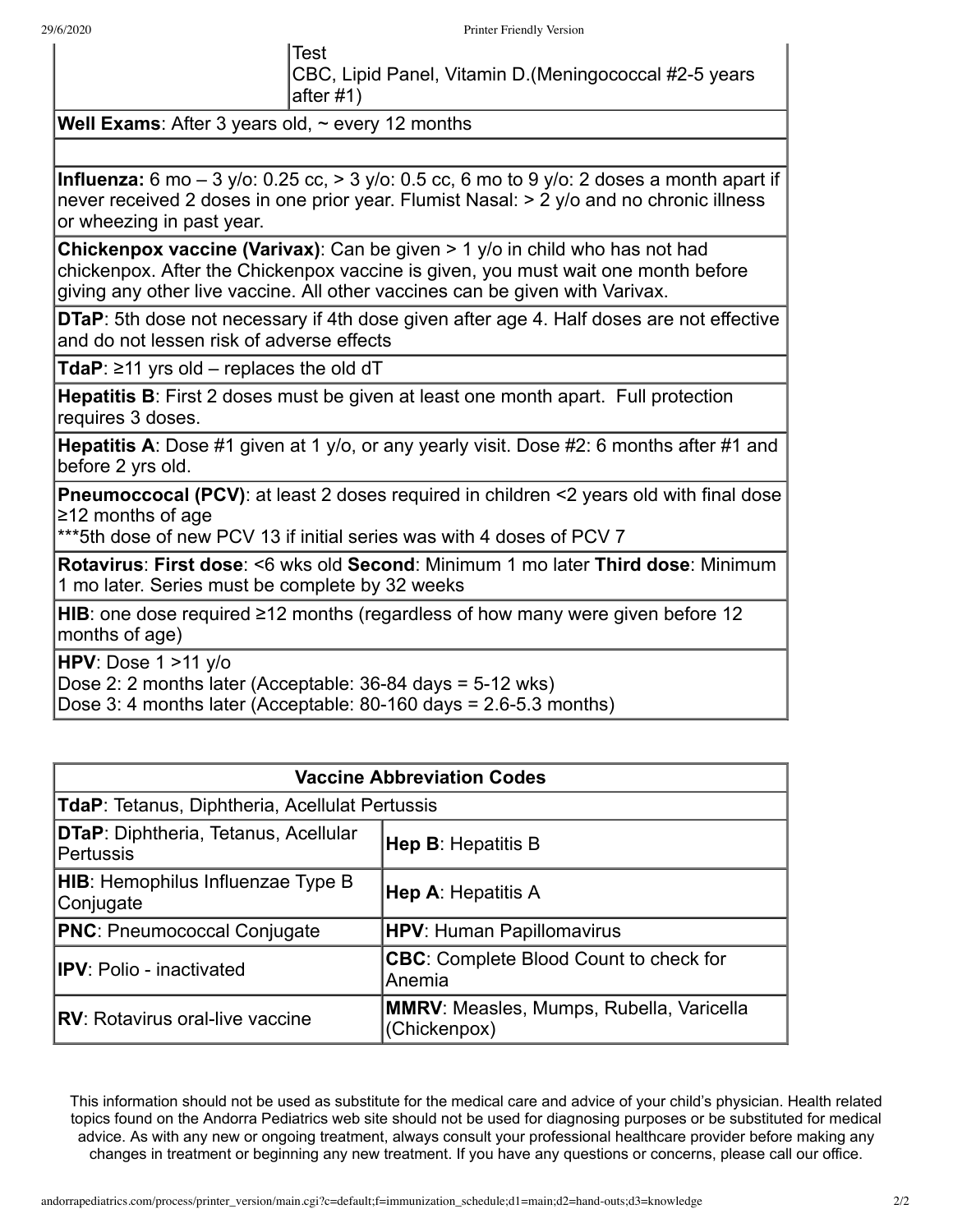| | |
|---|---|
| | Test<br>CBC, Lipid Panel, Vitamin D.(Meningococcal #2-5 years after #1) |

**Well Exams**: After 3 years old, ~ every 12 months

**Influenza:** 6 mo – 3 y/o: 0.25 cc, > 3 y/o: 0.5 cc, 6 mo to 9 y/o: 2 doses a month apart if never received 2 doses in one prior year. Flumist Nasal: > 2 y/o and no chronic illness or wheezing in past year.

**Chickenpox vaccine (Varivax)**: Can be given > 1 y/o in child who has not had chickenpox. After the Chickenpox vaccine is given, you must wait one month before giving any other live vaccine. All other vaccines can be given with Varivax.

**DTaP**: 5th dose not necessary if 4th dose given after age 4. Half doses are not effective and do not lessen risk of adverse effects

**TdaP**: ≥11 yrs old – replaces the old dT

**Hepatitis B**: First 2 doses must be given at least one month apart. Full protection requires 3 doses.

**Hepatitis A**: Dose #1 given at 1 y/o, or any yearly visit. Dose #2: 6 months after #1 and before 2 yrs old.

**Pneumoccocal (PCV)**: at least 2 doses required in children <2 years old with final dose ≥12 months of age
***5th dose of new PCV 13 if initial series was with 4 doses of PCV 7

**Rotavirus**: **First dose**: <6 wks old **Second**: Minimum 1 mo later **Third dose**: Minimum 1 mo later. Series must be complete by 32 weeks

**HIB**: one dose required ≥12 months (regardless of how many were given before 12 months of age)

**HPV**: Dose 1 >11 y/o
Dose 2: 2 months later (Acceptable: 36-84 days = 5-12 wks)
Dose 3: 4 months later (Acceptable: 80-160 days = 2.6-5.3 months)

| Vaccine Abbreviation Codes | |
|---|---|
| **TdaP**: Tetanus, Diphtheria, Acellulat Pertussis | |
| **DTaP**: Diphtheria, Tetanus, Acellular Pertussis | **Hep B**: Hepatitis B |
| **HIB**: Hemophilus Influenzae Type B Conjugate | **Hep A**: Hepatitis A |
| **PNC**: Pneumococcal Conjugate | **HPV**: Human Papillomavirus |
| **IPV**: Polio - inactivated | **CBC**: Complete Blood Count to check for Anemia |
| **RV**: Rotavirus oral-live vaccine | **MMRV**: Measles, Mumps, Rubella, Varicella (Chickenpox) |

This information should not be used as substitute for the medical care and advice of your child's physician. Health related topics found on the Andorra Pediatrics web site should not be used for diagnosing purposes or be substituted for medical advice. As with any new or ongoing treatment, always consult your professional healthcare provider before making any changes in treatment or beginning any new treatment. If you have any questions or concerns, please call our office.